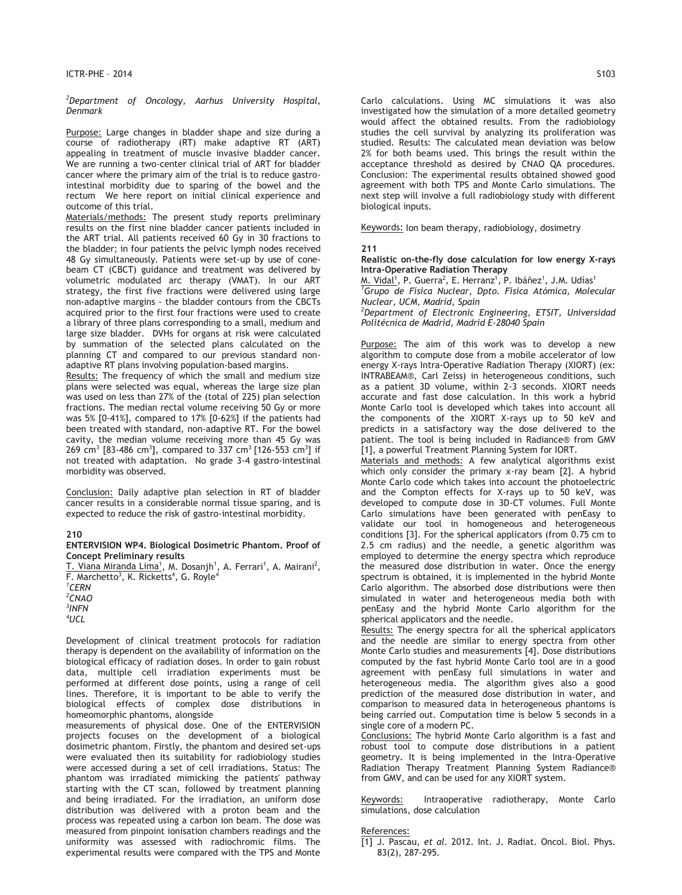[2]*Department of Oncology, Aarhus University Hospital, Denmark*

Purpose: Large changes in bladder shape and size during a course of radiotherapy (RT) make adaptive RT (ART) appealing in treatment of muscle invasive bladder cancer. We are running a two-center clinical trial of ART for bladder cancer where the primary aim of the trial is to reduce gastro-intestinal morbidity due to sparing of the bowel and the rectum We here report on initial clinical experience and outcome of this trial.

Materials/methods: The present study reports preliminary results on the first nine bladder cancer patients included in the ART trial. All patients received 60 Gy in 30 fractions to the bladder; in four patients the pelvic lymph nodes received 48 Gy simultaneously. Patients were set-up by use of cone-beam CT (CBCT) guidance and treatment was delivered by volumetric modulated arc therapy (VMAT). In our ART strategy, the first five fractions were delivered using large non-adaptive margins - the bladder contours from the CBCTs acquired prior to the first four fractions were used to create a library of three plans corresponding to a small, medium and large size bladder. DVHs for organs at risk were calculated by summation of the selected plans calculated on the planning CT and compared to our previous standard non-adaptive RT plans involving population-based margins.

Results: The frequency of which the small and medium size plans were selected was equal, whereas the large size plan was used on less than 27% of the (total of 225) plan selection fractions. The median rectal volume receiving 50 Gy or more was 5% [0-41%], compared to 17% [0-62%] if the patients had been treated with standard, non-adaptive RT. For the bowel cavity, the median volume receiving more than 45 Gy was 269 $cm^3$ [83-486 $cm^3$], compared to 337 $cm^3$ [126-553 $cm^3$] if not treated with adaptation. No grade 3-4 gastro-intestinal morbidity was observed.

Conclusion: Daily adaptive plan selection in RT of bladder cancer results in a considerable normal tissue sparing, and is expected to reduce the risk of gastro-intestinal morbidity.

**210**

**ENTERVISION WP4. Biological Dosimetric Phantom. Proof of Concept Preliminary results**

T. Viana Miranda Lima[1], M. Dosanjh[1], A. Ferrari[1], A. Mairani[2], F. Marchetto[3], K. Ricketts[4], G. Royle[4]

[1]*CERN*

[2]*CNAO*

[3]*INFN*

[4]*UCL*

Development of clinical treatment protocols for radiation therapy is dependent on the availability of information on the biological efficacy of radiation doses. In order to gain robust data, multiple cell irradiation experiments must be performed at different dose points, using a range of cell lines. Therefore, it is important to be able to verify the biological effects of complex dose distributions in homeomorphic phantoms, alongside measurements of physical dose. One of the ENTERVISION projects focuses on the development of a biological dosimetric phantom. Firstly, the phantom and desired set-ups were evaluated then its suitability for radiobiology studies were accessed during a set of cell irradiations. Status: The phantom was irradiated mimicking the patients' pathway starting with the CT scan, followed by treatment planning and being irradiated. For the irradiation, an uniform dose distribution was delivered with a proton beam and the process was repeated using a carbon ion beam. The dose was measured from pinpoint ionisation chambers readings and the uniformity was assessed with radiochromic films. The experimental results were compared with the TPS and Monte Carlo calculations. Using MC simulations it was also investigated how the simulation of a more detailed geometry would affect the obtained results. From the radiobiology studies the cell survival by analyzing its proliferation was studied. Results: The calculated mean deviation was below 2% for both beams used. This brings the result within the acceptance threshold as desired by CNAO QA procedures. Conclusion: The experimental results obtained showed good agreement with both TPS and Monte Carlo simulations. The next step will involve a full radiobiology study with different biological inputs.

Keywords: Ion beam therapy, radiobiology, dosimetry

**211**

**Realistic on-the-fly dose calculation for low energy X-rays Intra-Operative Radiation Therapy**

M. Vidal[1], P. Guerra[2], E. Herranz[1], P. Ibáñez[1], J.M. Udías[1]

[1]*Grupo de Física Nuclear, Dpto. Física Atómica, Molecular Nuclear, UCM, Madrid, Spain*

[2]*Department of Electronic Engineering, ETSIT, Universidad Politécnica de Madrid, Madrid E-28040 Spain*

Purpose: The aim of this work was to develop a new algorithm to compute dose from a mobile accelerator of low energy X-rays Intra-Operative Radiation Therapy (XIORT) (ex: INTRABEAM®, Carl Zeiss) in heterogeneous conditions, such as a patient 3D volume, within 2-3 seconds. XIORT needs accurate and fast dose calculation. In this work a hybrid Monte Carlo tool is developed which takes into account all the components of the XIORT X-rays up to 50 keV and predicts in a satisfactory way the dose delivered to the patient. The tool is being included in Radiance® from GMV [1], a powerful Treatment Planning System for IORT.

Materials and methods: A few analytical algorithms exist which only consider the primary x-ray beam [2]. A hybrid Monte Carlo code which takes into account the photoelectric and the Compton effects for X-rays up to 50 keV, was developed to compute dose in 3D-CT volumes. Full Monte Carlo simulations have been generated with penEasy to validate our tool in homogeneous and heterogeneous conditions [3]. For the spherical applicators (from 0.75 cm to 2.5 cm radius) and the needle, a genetic algorithm was employed to determine the energy spectra which reproduce the measured dose distribution in water. Once the energy spectrum is obtained, it is implemented in the hybrid Monte Carlo algorithm. The absorbed dose distributions were then simulated in water and heterogeneous media both with penEasy and the hybrid Monte Carlo algorithm for the spherical applicators and the needle.

Results: The energy spectra for all the spherical applicators and the needle are similar to energy spectra from other Monte Carlo studies and measurements [4]. Dose distributions computed by the fast hybrid Monte Carlo tool are in a good agreement with penEasy full simulations in water and heterogeneous media. The algorithm gives also a good prediction of the measured dose distribution in water, and comparison to measured data in heterogeneous phantoms is being carried out. Computation time is below 5 seconds in a single core of a modern PC.

Conclusions: The hybrid Monte Carlo algorithm is a fast and robust tool to compute dose distributions in a patient geometry. It is being implemented in the Intra-Operative Radiation Therapy Treatment Planning System Radiance® from GMV, and can be used for any XIORT system.

Keywords: Intraoperative radiotherapy, Monte Carlo simulations, dose calculation

References:

[1] J. Pascau, *et al*. 2012. Int. J. Radiat. Oncol. Biol. Phys. 83(2), 287-295.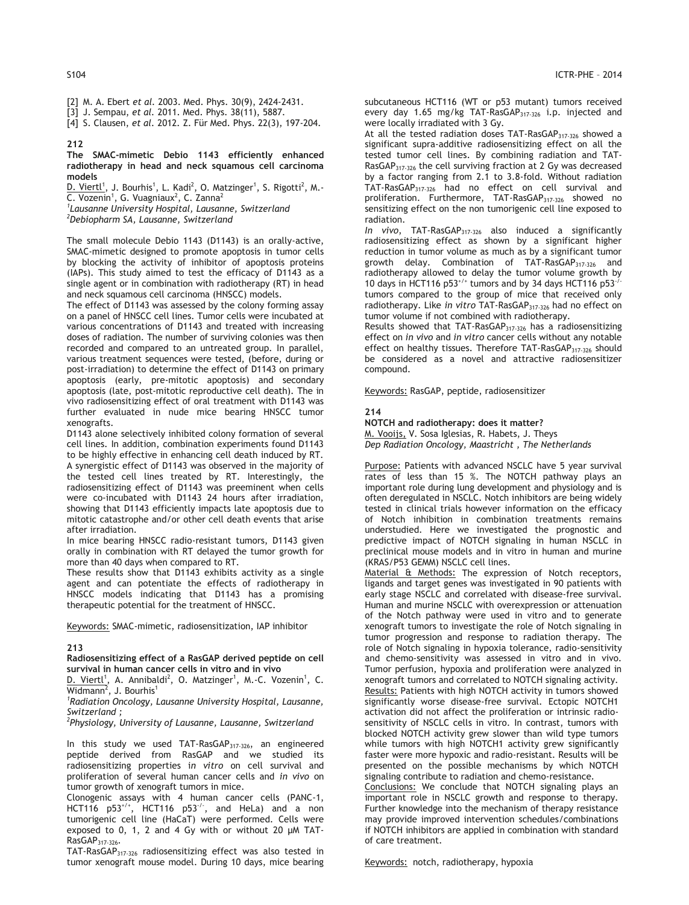[2] M. A. Ebert *et al*. 2003. Med. Phys. 30(9), 2424-2431.
[3] J. Sempau, *et al*. 2011. Med. Phys. 38(11), 5887.
[4] S. Clausen, *et al*. 2012. Z. Für Med. Phys. 22(3), 197-204.

**212**
**The SMAC-mimetic Debio 1143 efficiently enhanced radiotherapy in head and neck squamous cell carcinoma models**
D. Viertl[1], J. Bourhis[1], L. Kadi[2], O. Matzinger[1], S. Rigotti[2], M.-C. Vozenin[1], G. Vuagniaux[2], C. Zanna[2]
[1]*Lausanne University Hospital, Lausanne, Switzerland*
[2]*Debiopharm SA, Lausanne, Switzerland*

The small molecule Debio 1143 (D1143) is an orally-active, SMAC-mimetic designed to promote apoptosis in tumor cells by blocking the activity of inhibitor of apoptosis proteins (IAPs). This study aimed to test the efficacy of D1143 as a single agent or in combination with radiotherapy (RT) in head and neck squamous cell carcinoma (HNSCC) models.

The effect of D1143 was assessed by the colony forming assay on a panel of HNSCC cell lines. Tumor cells were incubated at various concentrations of D1143 and treated with increasing doses of radiation. The number of surviving colonies was then recorded and compared to an untreated group. In parallel, various treatment sequences were tested, (before, during or post-irradiation) to determine the effect of D1143 on primary apoptosis (early, pre-mitotic apoptosis) and secondary apoptosis (late, post-mitotic reproductive cell death). The in vivo radiosensitizing effect of oral treatment with D1143 was further evaluated in nude mice bearing HNSCC tumor xenografts.

D1143 alone selectively inhibited colony formation of several cell lines. In addition, combination experiments found D1143 to be highly effective in enhancing cell death induced by RT. A synergistic effect of D1143 was observed in the majority of the tested cell lines treated by RT. Interestingly, the radiosensitizing effect of D1143 was preeminent when cells were co-incubated with D1143 24 hours after irradiation, showing that D1143 efficiently impacts late apoptosis due to mitotic catastrophe and/or other cell death events that arise after irradiation.

In mice bearing HNSCC radio-resistant tumors, D1143 given orally in combination with RT delayed the tumor growth for more than 40 days when compared to RT.

These results show that D1143 exhibits activity as a single agent and can potentiate the effects of radiotherapy in HNSCC models indicating that D1143 has a promising therapeutic potential for the treatment of HNSCC.

Keywords: SMAC-mimetic, radiosensitization, IAP inhibitor

**213**
**Radiosensitizing effect of a RasGAP derived peptide on cell survival in human cancer cells in vitro and in vivo**
D. Viertl[1], A. Annibaldi[2], O. Matzinger[1], M.-C. Vozenin[1], C. Widmann[2], J. Bourhis[1]
[1]*Radiation Oncology, Lausanne University Hospital, Lausanne, Switzerland ;*
[2]*Physiology, University of Lausanne, Lausanne, Switzerland*

In this study we used TAT-RasGAP$_{317-326}$, an engineered peptide derived from RasGAP and we studied its radiosensitizing properties *in vitro* on cell survival and proliferation of several human cancer cells and *in vivo* on tumor growth of xenograft tumors in mice.

Clonogenic assays with 4 human cancer cells (PANC-1, HCT116 p53$^{+/+}$, HCT116 p53$^{-/-}$, and HeLa) and a non tumorigenic cell line (HaCaT) were performed. Cells were exposed to 0, 1, 2 and 4 Gy with or without 20 µM TAT-RasGAP$_{317-326}$.

TAT-RasGAP$_{317-326}$ radiosensitizing effect was also tested in tumor xenograft mouse model. During 10 days, mice bearing subcutaneous HCT116 (WT or p53 mutant) tumors received every day 1.65 mg/kg TAT-RasGAP$_{317-326}$ i.p. injected and were locally irradiated with 3 Gy.

At all the tested radiation doses TAT-RasGAP$_{317-326}$ showed a significant supra-additive radiosensitizing effect on all the tested tumor cell lines. By combining radiation and TAT-RasGAP$_{317-326}$ the cell surviving fraction at 2 Gy was decreased by a factor ranging from 2.1 to 3.8-fold. Without radiation TAT-RasGAP$_{317-326}$ had no effect on cell survival and proliferation. Furthermore, TAT-RasGAP$_{317-326}$ showed no sensitizing effect on the non tumorigenic cell line exposed to radiation.

*In vivo*, TAT-RasGAP$_{317-326}$ also induced a significantly radiosensitizing effect as shown by a significant higher reduction in tumor volume as much as by a significant tumor growth delay. Combination of TAT-RasGAP$_{317-326}$ and radiotherapy allowed to delay the tumor volume growth by 10 days in HCT116 p53$^{+/+}$ tumors and by 34 days HCT116 p53$^{-/-}$ tumors compared to the group of mice that received only radiotherapy. Like *in vitro* TAT-RasGAP$_{317-326}$ had no effect on tumor volume if not combined with radiotherapy.

Results showed that TAT-RasGAP$_{317-326}$ has a radiosensitizing effect on *in vivo* and *in vitro* cancer cells without any notable effect on healthy tissues. Therefore TAT-RasGAP$_{317-326}$ should be considered as a novel and attractive radiosensitizer compound.

Keywords: RasGAP, peptide, radiosensitizer

**214**
**NOTCH and radiotherapy: does it matter?**
M. Vooijs, V. Sosa Iglesias, R. Habets, J. Theys
*Dep Radiation Oncology, Maastricht , The Netherlands*

Purpose: Patients with advanced NSCLC have 5 year survival rates of less than 15 %. The NOTCH pathway plays an important role during lung development and physiology and is often deregulated in NSCLC. Notch inhibitors are being widely tested in clinical trials however information on the efficacy of Notch inhibition in combination treatments remains understudied. Here we investigated the prognostic and predictive impact of NOTCH signaling in human NSCLC in preclinical mouse models and in vitro in human and murine (KRAS/P53 GEMM) NSCLC cell lines.

Material & Methods: The expression of Notch receptors, ligands and target genes was investigated in 90 patients with early stage NSCLC and correlated with disease-free survival. Human and murine NSCLC with overexpression or attenuation of the Notch pathway were used in vitro and to generate xenograft tumors to investigate the role of Notch signaling in tumor progression and response to radiation therapy. The role of Notch signaling in hypoxia tolerance, radio-sensitivity and chemo-sensitivity was assessed in vitro and in vivo. Tumor perfusion, hypoxia and proliferation were analyzed in xenograft tumors and correlated to NOTCH signaling activity.

Results: Patients with high NOTCH activity in tumors showed significantly worse disease-free survival. Ectopic NOTCH1 activation did not affect the proliferation or intrinsic radio-sensitivity of NSCLC cells in vitro. In contrast, tumors with blocked NOTCH activity grew slower than wild type tumors while tumors with high NOTCH1 activity grew significantly faster were more hypoxic and radio-resistant. Results will be presented on the possible mechanisms by which NOTCH signaling contribute to radiation and chemo-resistance.

Conclusions: We conclude that NOTCH signaling plays an important role in NSCLC growth and response to therapy. Further knowledge into the mechanism of therapy resistance may provide improved intervention schedules/combinations if NOTCH inhibitors are applied in combination with standard of care treatment.

Keywords: notch, radiotherapy, hypoxia